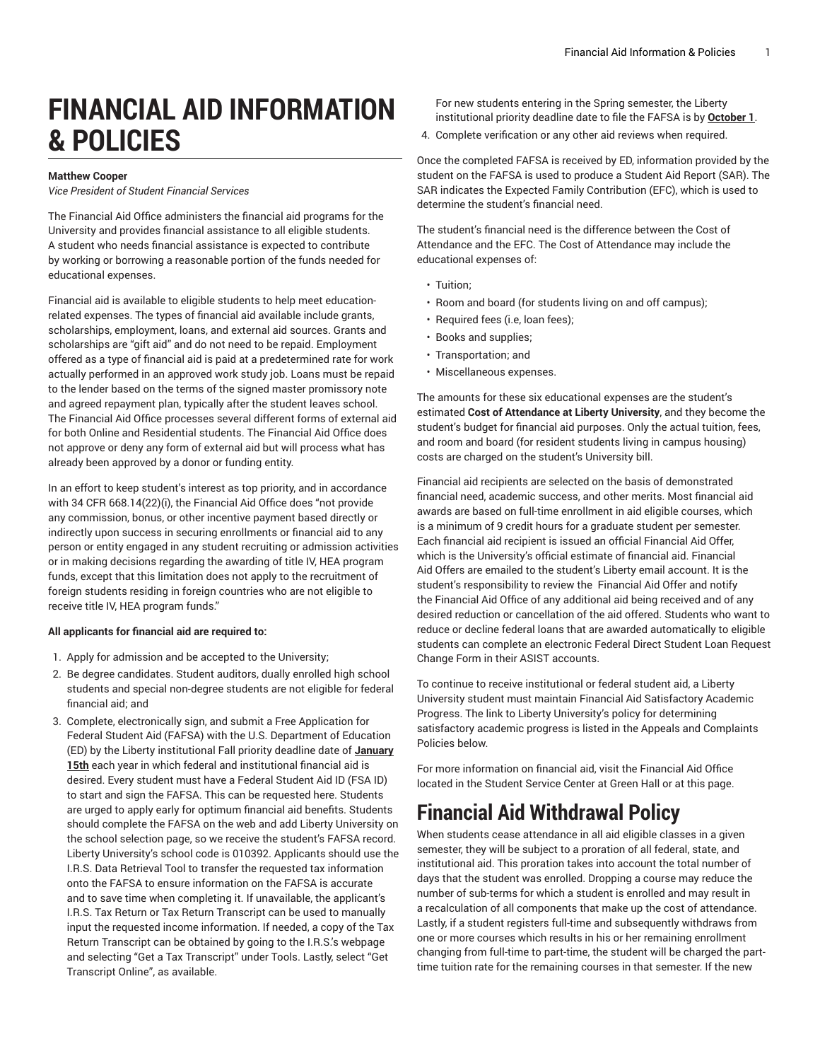# FINANCIAL AID INFORMATION & POLICIES

**Matthew Cooper**
*Vice President of Student Financial Services*

The Financial Aid Office administers the financial aid programs for the University and provides financial assistance to all eligible students. A student who needs financial assistance is expected to contribute by working or borrowing a reasonable portion of the funds needed for educational expenses.

Financial aid is available to eligible students to help meet education-related expenses. The types of financial aid available include grants, scholarships, employment, loans, and external aid sources. Grants and scholarships are "gift aid" and do not need to be repaid. Employment offered as a type of financial aid is paid at a predetermined rate for work actually performed in an approved work study job. Loans must be repaid to the lender based on the terms of the signed master promissory note and agreed repayment plan, typically after the student leaves school. The Financial Aid Office processes several different forms of external aid for both Online and Residential students. The Financial Aid Office does not approve or deny any form of external aid but will process what has already been approved by a donor or funding entity.

In an effort to keep student's interest as top priority, and in accordance with 34 CFR 668.14(22)(i), the Financial Aid Office does "not provide any commission, bonus, or other incentive payment based directly or indirectly upon success in securing enrollments or financial aid to any person or entity engaged in any student recruiting or admission activities or in making decisions regarding the awarding of title IV, HEA program funds, except that this limitation does not apply to the recruitment of foreign students residing in foreign countries who are not eligible to receive title IV, HEA program funds."

**All applicants for financial aid are required to:**

1. Apply for admission and be accepted to the University;
2. Be degree candidates. Student auditors, dually enrolled high school students and special non-degree students are not eligible for federal financial aid; and
3. Complete, electronically sign, and submit a Free Application for Federal Student Aid (FAFSA) with the U.S. Department of Education (ED) by the Liberty institutional Fall priority deadline date of **January 15th** each year in which federal and institutional financial aid is desired. Every student must have a Federal Student Aid ID (FSA ID) to start and sign the FAFSA. This can be requested here. Students are urged to apply early for optimum financial aid benefits. Students should complete the FAFSA on the web and add Liberty University on the school selection page, so we receive the student's FAFSA record. Liberty University's school code is 010392. Applicants should use the I.R.S. Data Retrieval Tool to transfer the requested tax information onto the FAFSA to ensure information on the FAFSA is accurate and to save time when completing it. If unavailable, the applicant's I.R.S. Tax Return or Tax Return Transcript can be used to manually input the requested income information. If needed, a copy of the Tax Return Transcript can be obtained by going to the I.R.S.'s webpage and selecting "Get a Tax Transcript" under Tools. Lastly, select "Get Transcript Online", as available.
   For new students entering in the Spring semester, the Liberty institutional priority deadline date to file the FAFSA is by **October 1**.
4. Complete verification or any other aid reviews when required.

Once the completed FAFSA is received by ED, information provided by the student on the FAFSA is used to produce a Student Aid Report (SAR). The SAR indicates the Expected Family Contribution (EFC), which is used to determine the student's financial need.

The student's financial need is the difference between the Cost of Attendance and the EFC. The Cost of Attendance may include the educational expenses of:

- Tuition;
- Room and board (for students living on and off campus);
- Required fees (i.e, loan fees);
- Books and supplies;
- Transportation; and
- Miscellaneous expenses.

The amounts for these six educational expenses are the student's estimated **Cost of Attendance at Liberty University**, and they become the student's budget for financial aid purposes. Only the actual tuition, fees, and room and board (for resident students living in campus housing) costs are charged on the student's University bill.

Financial aid recipients are selected on the basis of demonstrated financial need, academic success, and other merits. Most financial aid awards are based on full-time enrollment in aid eligible courses, which is a minimum of 9 credit hours for a graduate student per semester. Each financial aid recipient is issued an official Financial Aid Offer, which is the University's official estimate of financial aid. Financial Aid Offers are emailed to the student's Liberty email account. It is the student's responsibility to review the Financial Aid Offer and notify the Financial Aid Office of any additional aid being received and of any desired reduction or cancellation of the aid offered. Students who want to reduce or decline federal loans that are awarded automatically to eligible students can complete an electronic Federal Direct Student Loan Request Change Form in their ASIST accounts.

To continue to receive institutional or federal student aid, a Liberty University student must maintain Financial Aid Satisfactory Academic Progress. The link to Liberty University's policy for determining satisfactory academic progress is listed in the Appeals and Complaints Policies below.

For more information on financial aid, visit the Financial Aid Office located in the Student Service Center at Green Hall or at this page.

## Financial Aid Withdrawal Policy

When students cease attendance in all aid eligible classes in a given semester, they will be subject to a proration of all federal, state, and institutional aid. This proration takes into account the total number of days that the student was enrolled. Dropping a course may reduce the number of sub-terms for which a student is enrolled and may result in a recalculation of all components that make up the cost of attendance. Lastly, if a student registers full-time and subsequently withdraws from one or more courses which results in his or her remaining enrollment changing from full-time to part-time, the student will be charged the part-time tuition rate for the remaining courses in that semester. If the new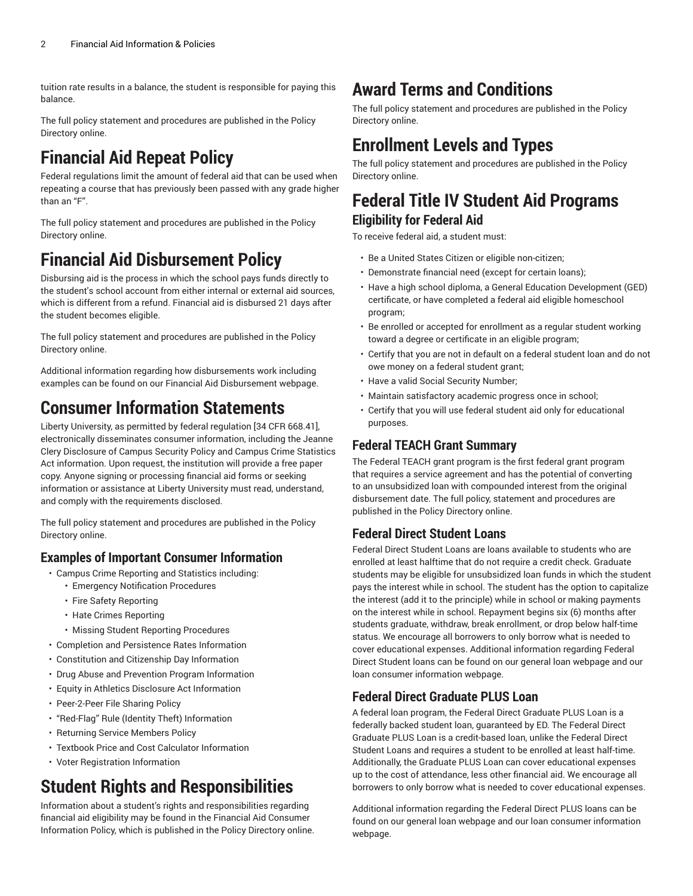tuition rate results in a balance, the student is responsible for paying this balance.

The full policy statement and procedures are published in the Policy Directory online.

# Financial Aid Repeat Policy

Federal regulations limit the amount of federal aid that can be used when repeating a course that has previously been passed with any grade higher than an "F".

The full policy statement and procedures are published in the Policy Directory online.

# Financial Aid Disbursement Policy

Disbursing aid is the process in which the school pays funds directly to the student's school account from either internal or external aid sources, which is different from a refund. Financial aid is disbursed 21 days after the student becomes eligible.

The full policy statement and procedures are published in the Policy Directory online.

Additional information regarding how disbursements work including examples can be found on our Financial Aid Disbursement webpage.

# Consumer Information Statements

Liberty University, as permitted by federal regulation [34 CFR 668.41], electronically disseminates consumer information, including the Jeanne Clery Disclosure of Campus Security Policy and Campus Crime Statistics Act information. Upon request, the institution will provide a free paper copy. Anyone signing or processing financial aid forms or seeking information or assistance at Liberty University must read, understand, and comply with the requirements disclosed.

The full policy statement and procedures are published in the Policy Directory online.

## Examples of Important Consumer Information

- Campus Crime Reporting and Statistics including:
  - Emergency Notification Procedures
  - Fire Safety Reporting
  - Hate Crimes Reporting
  - Missing Student Reporting Procedures
- Completion and Persistence Rates Information
- Constitution and Citizenship Day Information
- Drug Abuse and Prevention Program Information
- Equity in Athletics Disclosure Act Information
- Peer-2-Peer File Sharing Policy
- "Red-Flag" Rule (Identity Theft) Information
- Returning Service Members Policy
- Textbook Price and Cost Calculator Information
- Voter Registration Information

# Student Rights and Responsibilities

Information about a student's rights and responsibilities regarding financial aid eligibility may be found in the Financial Aid Consumer Information Policy, which is published in the Policy Directory online.

# Award Terms and Conditions

The full policy statement and procedures are published in the Policy Directory online.

# Enrollment Levels and Types

The full policy statement and procedures are published in the Policy Directory online.

# Federal Title IV Student Aid Programs

## Eligibility for Federal Aid

To receive federal aid, a student must:

- Be a United States Citizen or eligible non-citizen;
- Demonstrate financial need (except for certain loans);
- Have a high school diploma, a General Education Development (GED) certificate, or have completed a federal aid eligible homeschool program;
- Be enrolled or accepted for enrollment as a regular student working toward a degree or certificate in an eligible program;
- Certify that you are not in default on a federal student loan and do not owe money on a federal student grant;
- Have a valid Social Security Number;
- Maintain satisfactory academic progress once in school;
- Certify that you will use federal student aid only for educational purposes.

## Federal TEACH Grant Summary

The Federal TEACH grant program is the first federal grant program that requires a service agreement and has the potential of converting to an unsubsidized loan with compounded interest from the original disbursement date. The full policy, statement and procedures are published in the Policy Directory online.

## Federal Direct Student Loans

Federal Direct Student Loans are loans available to students who are enrolled at least halftime that do not require a credit check. Graduate students may be eligible for unsubsidized loan funds in which the student pays the interest while in school. The student has the option to capitalize the interest (add it to the principle) while in school or making payments on the interest while in school. Repayment begins six (6) months after students graduate, withdraw, break enrollment, or drop below half-time status. We encourage all borrowers to only borrow what is needed to cover educational expenses. Additional information regarding Federal Direct Student loans can be found on our general loan webpage and our loan consumer information webpage.

## Federal Direct Graduate PLUS Loan

A federal loan program, the Federal Direct Graduate PLUS Loan is a federally backed student loan, guaranteed by ED. The Federal Direct Graduate PLUS Loan is a credit-based loan, unlike the Federal Direct Student Loans and requires a student to be enrolled at least half-time. Additionally, the Graduate PLUS Loan can cover educational expenses up to the cost of attendance, less other financial aid. We encourage all borrowers to only borrow what is needed to cover educational expenses.

Additional information regarding the Federal Direct PLUS loans can be found on our general loan webpage and our loan consumer information webpage.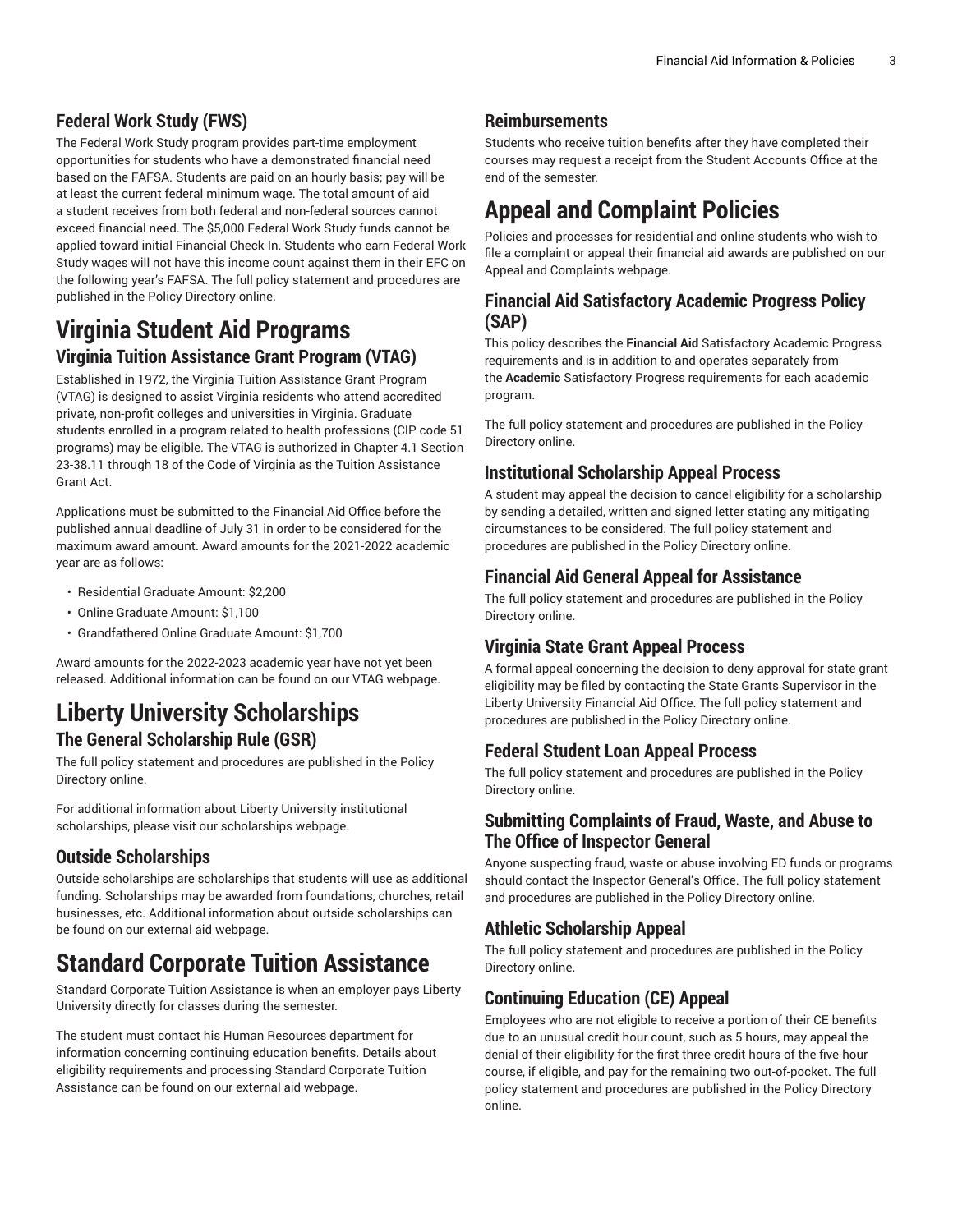### Federal Work Study (FWS)

The Federal Work Study program provides part-time employment opportunities for students who have a demonstrated financial need based on the FAFSA. Students are paid on an hourly basis; pay will be at least the current federal minimum wage. The total amount of aid a student receives from both federal and non-federal sources cannot exceed financial need. The $5,000 Federal Work Study funds cannot be applied toward initial Financial Check-In. Students who earn Federal Work Study wages will not have this income count against them in their EFC on the following year's FAFSA. The full policy statement and procedures are published in the Policy Directory online.

## Virginia Student Aid Programs

### Virginia Tuition Assistance Grant Program (VTAG)

Established in 1972, the Virginia Tuition Assistance Grant Program (VTAG) is designed to assist Virginia residents who attend accredited private, non-profit colleges and universities in Virginia. Graduate students enrolled in a program related to health professions (CIP code 51 programs) may be eligible. The VTAG is authorized in Chapter 4.1 Section 23-38.11 through 18 of the Code of Virginia as the Tuition Assistance Grant Act.

Applications must be submitted to the Financial Aid Office before the published annual deadline of July 31 in order to be considered for the maximum award amount. Award amounts for the 2021-2022 academic year are as follows:

- Residential Graduate Amount: $2,200
- Online Graduate Amount: $1,100
- Grandfathered Online Graduate Amount: $1,700

Award amounts for the 2022-2023 academic year have not yet been released. Additional information can be found on our VTAG webpage.

## Liberty University Scholarships

### The General Scholarship Rule (GSR)

The full policy statement and procedures are published in the Policy Directory online.

For additional information about Liberty University institutional scholarships, please visit our scholarships webpage.

### Outside Scholarships

Outside scholarships are scholarships that students will use as additional funding. Scholarships may be awarded from foundations, churches, retail businesses, etc. Additional information about outside scholarships can be found on our external aid webpage.

## Standard Corporate Tuition Assistance

Standard Corporate Tuition Assistance is when an employer pays Liberty University directly for classes during the semester.

The student must contact his Human Resources department for information concerning continuing education benefits. Details about eligibility requirements and processing Standard Corporate Tuition Assistance can be found on our external aid webpage.

### Reimbursements

Students who receive tuition benefits after they have completed their courses may request a receipt from the Student Accounts Office at the end of the semester.

## Appeal and Complaint Policies

Policies and processes for residential and online students who wish to file a complaint or appeal their financial aid awards are published on our Appeal and Complaints webpage.

### Financial Aid Satisfactory Academic Progress Policy (SAP)

This policy describes the **Financial Aid** Satisfactory Academic Progress requirements and is in addition to and operates separately from the **Academic** Satisfactory Progress requirements for each academic program.

The full policy statement and procedures are published in the Policy Directory online.

### Institutional Scholarship Appeal Process

A student may appeal the decision to cancel eligibility for a scholarship by sending a detailed, written and signed letter stating any mitigating circumstances to be considered. The full policy statement and procedures are published in the Policy Directory online.

### Financial Aid General Appeal for Assistance

The full policy statement and procedures are published in the Policy Directory online.

### Virginia State Grant Appeal Process

A formal appeal concerning the decision to deny approval for state grant eligibility may be filed by contacting the State Grants Supervisor in the Liberty University Financial Aid Office. The full policy statement and procedures are published in the Policy Directory online.

### Federal Student Loan Appeal Process

The full policy statement and procedures are published in the Policy Directory online.

### Submitting Complaints of Fraud, Waste, and Abuse to The Office of Inspector General

Anyone suspecting fraud, waste or abuse involving ED funds or programs should contact the Inspector General's Office. The full policy statement and procedures are published in the Policy Directory online.

### Athletic Scholarship Appeal

The full policy statement and procedures are published in the Policy Directory online.

### Continuing Education (CE) Appeal

Employees who are not eligible to receive a portion of their CE benefits due to an unusual credit hour count, such as 5 hours, may appeal the denial of their eligibility for the first three credit hours of the five-hour course, if eligible, and pay for the remaining two out-of-pocket. The full policy statement and procedures are published in the Policy Directory online.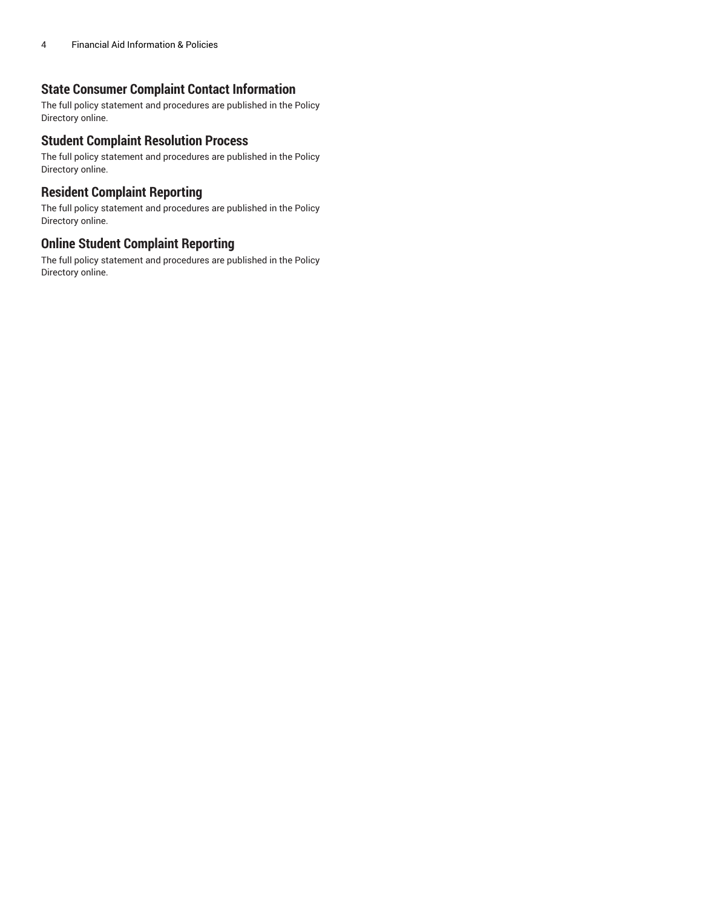## State Consumer Complaint Contact Information

The full policy statement and procedures are published in the Policy Directory online.

## Student Complaint Resolution Process

The full policy statement and procedures are published in the Policy Directory online.

## Resident Complaint Reporting

The full policy statement and procedures are published in the Policy Directory online.

## Online Student Complaint Reporting

The full policy statement and procedures are published in the Policy Directory online.